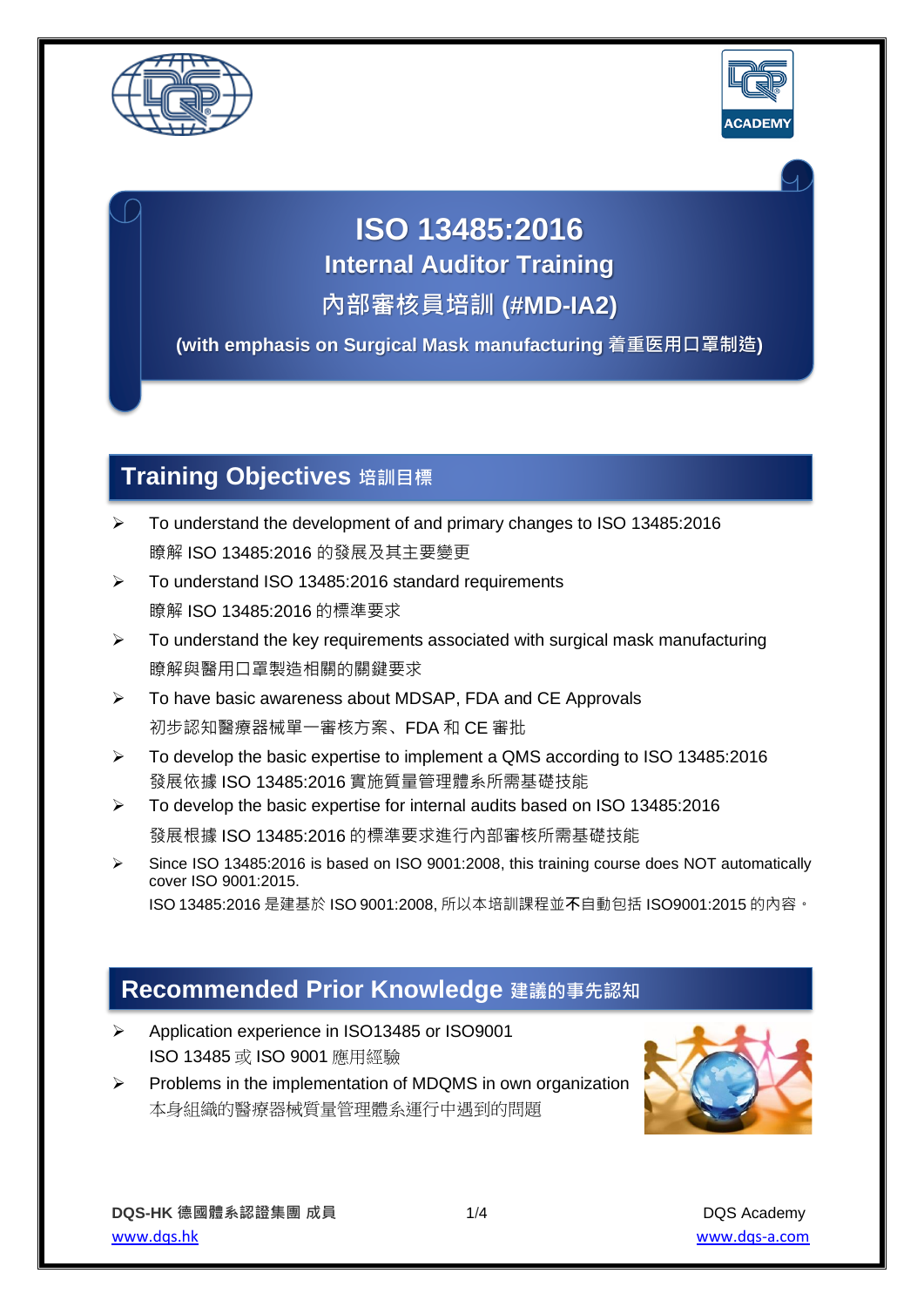# ISO 13485:2016

## Internal Auditor Training

## 內部審核員培訓 (#MD-IA2)

**(with emphasis on Surgical Mask manufacturing 着重医用口罩制造)**

## Training Objectives 培訓目標

- To understand the development of and primary changes to ISO 13485:2016
  瞭解 ISO 13485:2016 的發展及其主要變更
- To understand ISO 13485:2016 standard requirements
  瞭解 ISO 13485:2016 的標準要求
- To understand the key requirements associated with surgical mask manufacturing
  瞭解與醫用口罩製造相關的關鍵要求
- To have basic awareness about MDSAP, FDA and CE Approvals
  初步認知醫療器械單一審核方案、FDA 和 CE 審批
- To develop the basic expertise to implement a QMS according to ISO 13485:2016
  發展依據 ISO 13485:2016 實施質量管理體系所需基礎技能
- To develop the basic expertise for internal audits based on ISO 13485:2016
  發展根據 ISO 13485:2016 的標準要求進行內部審核所需基礎技能
- Since ISO 13485:2016 is based on ISO 9001:2008, this training course does NOT automatically cover ISO 9001:2015.
  ISO 13485:2016 是建基於 ISO 9001:2008, 所以本培訓課程並**不**自動包括 ISO9001:2015 的內容。

## Recommended Prior Knowledge 建議的事先認知

- Application experience in ISO13485 or ISO9001
  ISO 13485 或 ISO 9001 應用經驗
- Problems in the implementation of MDQMS in own organization
  本身組織的醫療器械質量管理體系運行中遇到的問題

**DQS-HK 德國體系認證集團 成員**
www.dqs.hk

DQS Academy
www.dqs-a.com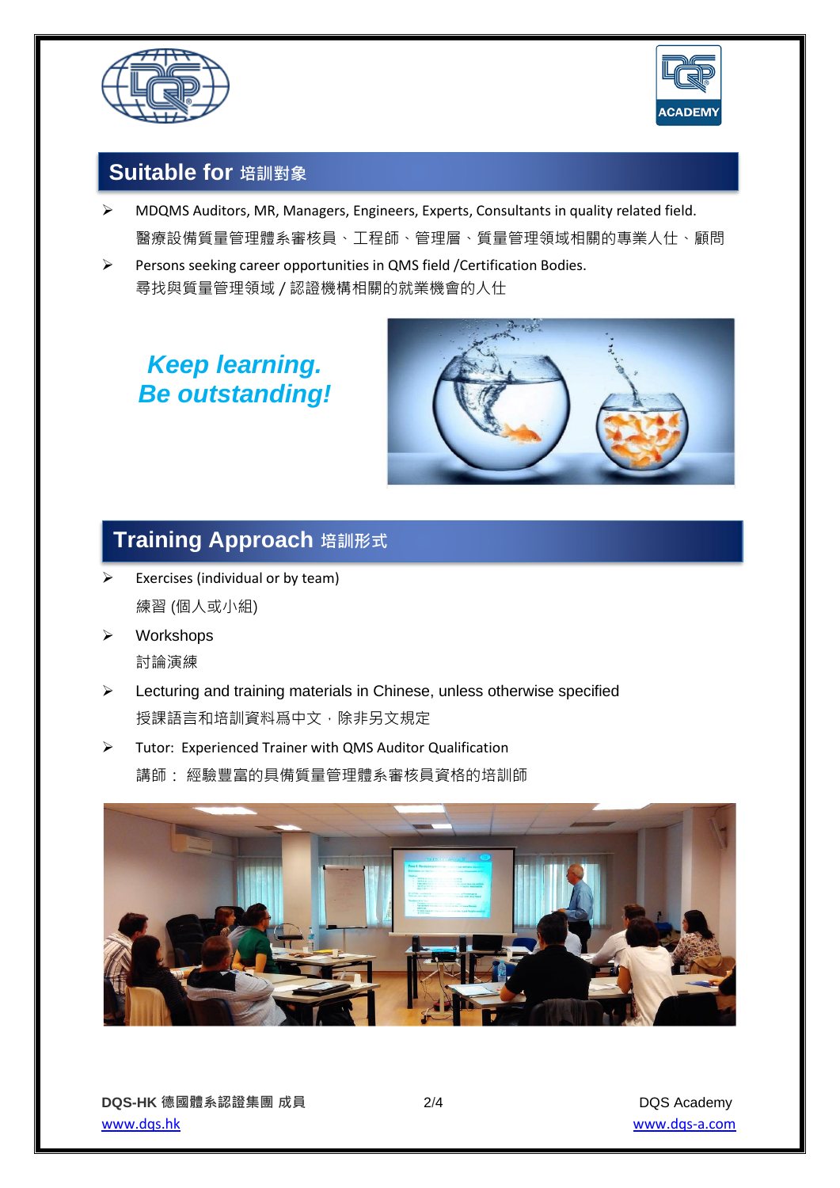## Suitable for 培訓對象

- MDQMS Auditors, MR, Managers, Engineers, Experts, Consultants in quality related field.
  醫療設備質量管理體系審核員、工程師、管理層、質量管理領域相關的專業人仕、顧問
- Persons seeking career opportunities in QMS field /Certification Bodies.
  尋找與質量管理領域 / 認證機構相關的就業機會的人仕

***Keep learning.***
***Be outstanding!***

## Training Approach 培訓形式

- Exercises (individual or by team)
  練習 (個人或小組)
- Workshops
  討論演練
- Lecturing and training materials in Chinese, unless otherwise specified
  授課語言和培訓資料爲中文，除非另文規定
- Tutor: Experienced Trainer with QMS Auditor Qualification
  講師： 經驗豐富的具備質量管理體系審核員資格的培訓師

**DQS-HK 德國體系認證集團 成員**
www.dqs.hk

DQS Academy
www.dqs-a.com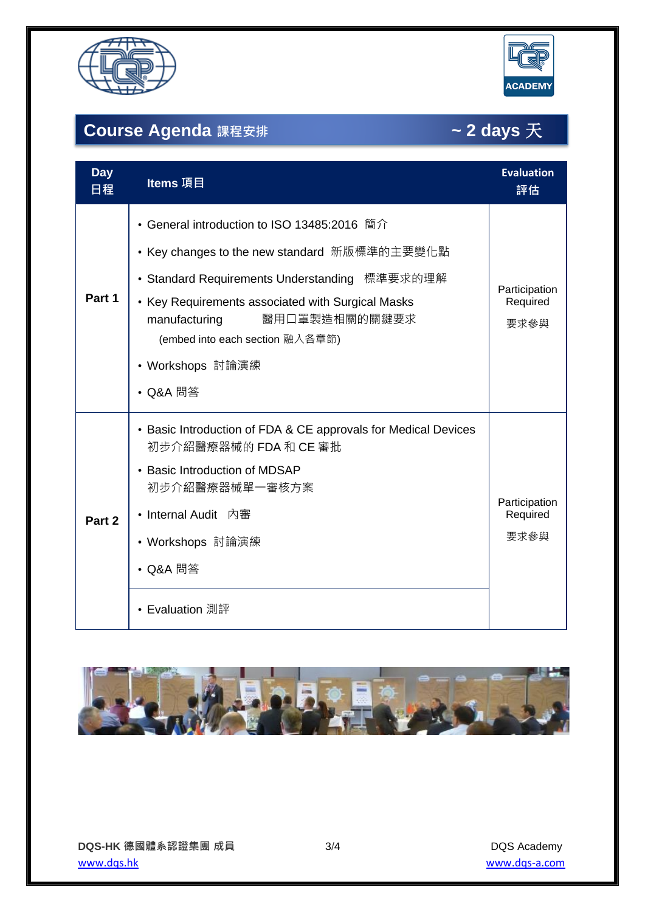## Course Agenda 課程安排 ~ 2 days 天

| Day 日程 | Items 項目 | Evaluation 評估 |
|---|---|---|
| Part 1 | • General introduction to ISO 13485:2016 簡介<br>• Key changes to the new standard 新版標準的主要變化點<br>• Standard Requirements Understanding 標準要求的理解<br>• Key Requirements associated with Surgical Masks manufacturing 醫用口罩製造相關的關鍵要求 (embed into each section 融入各章節)<br>• Workshops 討論演練<br>• Q&A 問答 | Participation Required 要求參與 |
| Part 2 | • Basic Introduction of FDA & CE approvals for Medical Devices 初步介紹醫療器械的 FDA 和 CE 審批<br>• Basic Introduction of MDSAP 初步介紹醫療器械單一審核方案<br>• Internal Audit 內審<br>• Workshops 討論演練<br>• Q&A 問答 | Participation Required 要求參與 |
| | • Evaluation 測評 | |

**DQS-HK 德國體系認證集團 成員**
www.dqs.hk

DQS Academy
www.dqs-a.com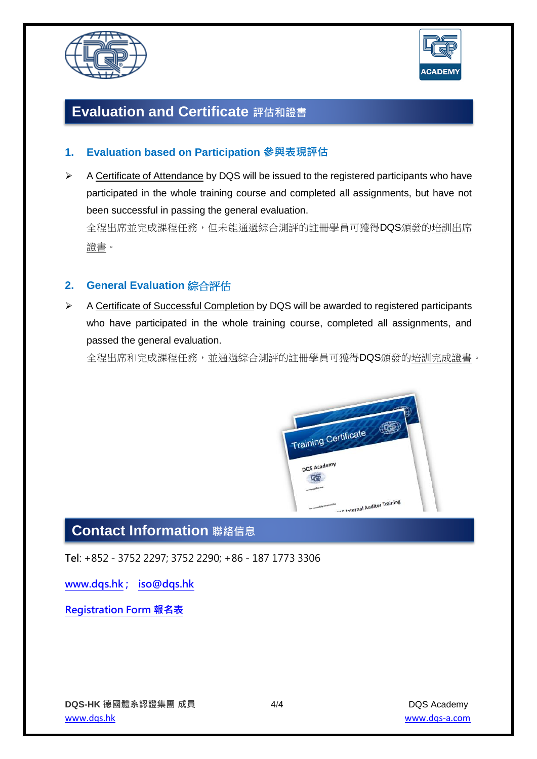## Evaluation and Certificate 評估和證書

### 1. Evaluation based on Participation 參與表現評估

- A Certificate of Attendance by DQS will be issued to the registered participants who have participated in the whole training course and completed all assignments, but have not been successful in passing the general evaluation.
  全程出席並完成課程任務，但未能通過綜合測評的註冊學員可獲得DQS頒發的培訓出席證書。

### 2. General Evaluation 綜合評估

- A Certificate of Successful Completion by DQS will be awarded to registered participants who have participated in the whole training course, completed all assignments, and passed the general evaluation.
  全程出席和完成課程任務，並通過綜合測評的註冊學員可獲得DQS頒發的培訓完成證書。

## Contact Information 聯絡信息

**Tel**: +852 - 3752 2297; 3752 2290; +86 - 187 1773 3306

www.dqs.hk； iso@dqs.hk

Registration Form 報名表

**DQS-HK 德國體系認證集團 成員**
www.dqs.hk

DQS Academy
www.dqs-a.com